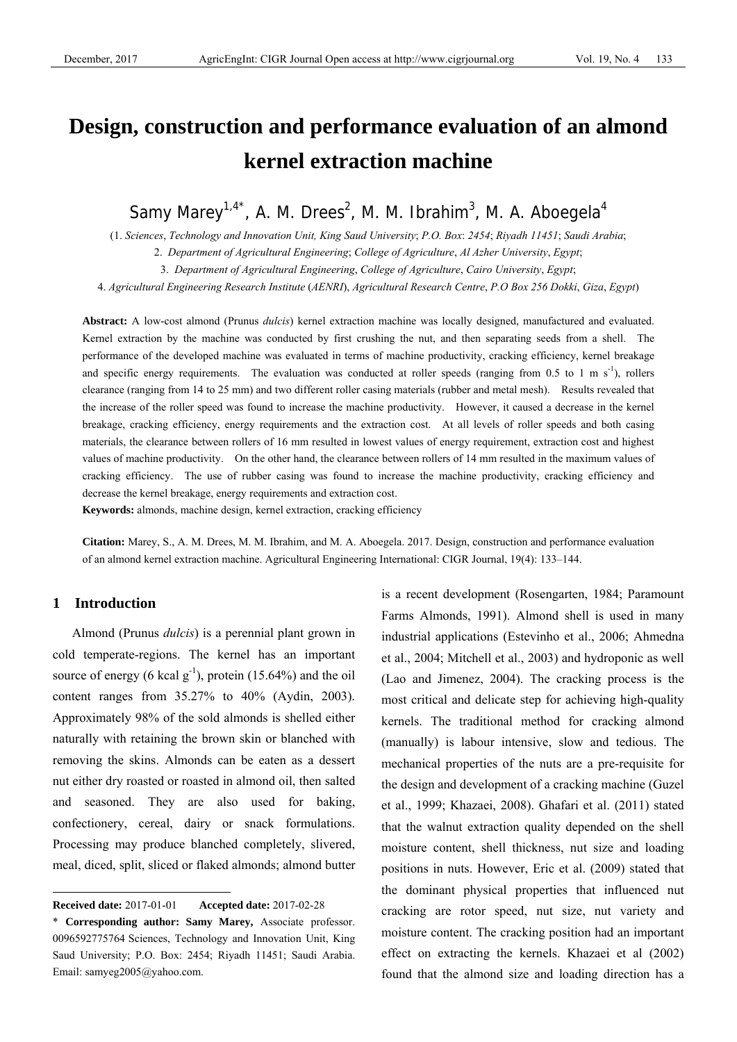# Design, construction and performance evaluation of an almond kernel extraction machine

Samy Marey[1,4*], A. M. Drees[2], M. M. Ibrahim[3], M. A. Aboegela[4]

(1. *Sciences*, *Technology and Innovation Unit, King Saud University*; *P.O. Box*: *2454*; *Riyadh 11451*; *Saudi Arabia*;
2. *Department of Agricultural Engineering*; *College of Agriculture*, *Al Azher University*, *Egypt*;
3. *Department of Agricultural Engineering*, *College of Agriculture*, *Cairo University*, *Egypt*;
4. *Agricultural Engineering Research Institute* (*AENRI*), *Agricultural Research Centre*, *P.O Box 256 Dokki*, *Giza*, *Egypt*)

**Abstract:** A low-cost almond (Prunus *dulcis*) kernel extraction machine was locally designed, manufactured and evaluated. Kernel extraction by the machine was conducted by first crushing the nut, and then separating seeds from a shell. The performance of the developed machine was evaluated in terms of machine productivity, cracking efficiency, kernel breakage and specific energy requirements. The evaluation was conducted at roller speeds (ranging from 0.5 to 1 m $s^{-1}$), rollers clearance (ranging from 14 to 25 mm) and two different roller casing materials (rubber and metal mesh). Results revealed that the increase of the roller speed was found to increase the machine productivity. However, it caused a decrease in the kernel breakage, cracking efficiency, energy requirements and the extraction cost. At all levels of roller speeds and both casing materials, the clearance between rollers of 16 mm resulted in lowest values of energy requirement, extraction cost and highest values of machine productivity. On the other hand, the clearance between rollers of 14 mm resulted in the maximum values of cracking efficiency. The use of rubber casing was found to increase the machine productivity, cracking efficiency and decrease the kernel breakage, energy requirements and extraction cost.

**Keywords:** almonds, machine design, kernel extraction, cracking efficiency

**Citation:** Marey, S., A. M. Drees, M. M. Ibrahim, and M. A. Aboegela. 2017. Design, construction and performance evaluation of an almond kernel extraction machine. Agricultural Engineering International: CIGR Journal, 19(4): 133–144.

## 1 Introduction

Almond (Prunus *dulcis*) is a perennial plant grown in cold temperate-regions. The kernel has an important source of energy (6 kcal $g^{-1}$), protein (15.64%) and the oil content ranges from 35.27% to 40% (Aydin, 2003). Approximately 98% of the sold almonds is shelled either naturally with retaining the brown skin or blanched with removing the skins. Almonds can be eaten as a dessert nut either dry roasted or roasted in almond oil, then salted and seasoned. They are also used for baking, confectionery, cereal, dairy or snack formulations. Processing may produce blanched completely, slivered, meal, diced, split, sliced or flaked almonds; almond butter is a recent development (Rosengarten, 1984; Paramount Farms Almonds, 1991). Almond shell is used in many industrial applications (Estevinho et al., 2006; Ahmedna et al., 2004; Mitchell et al., 2003) and hydroponic as well (Lao and Jimenez, 2004). The cracking process is the most critical and delicate step for achieving high-quality kernels. The traditional method for cracking almond (manually) is labour intensive, slow and tedious. The mechanical properties of the nuts are a pre-requisite for the design and development of a cracking machine (Guzel et al., 1999; Khazaei, 2008). Ghafari et al. (2011) stated that the walnut extraction quality depended on the shell moisture content, shell thickness, nut size and loading positions in nuts. However, Eric et al. (2009) stated that the dominant physical properties that influenced nut cracking are rotor speed, nut size, nut variety and moisture content. The cracking position had an important effect on extracting the kernels. Khazaei et al (2002) found that the almond size and loading direction has a

---

**Received date:** 2017-01-01 **Accepted date:** 2017-02-28

\* **Corresponding author: Samy Marey,** Associate professor. 0096592775764 Sciences, Technology and Innovation Unit, King Saud University; P.O. Box: 2454; Riyadh 11451; Saudi Arabia. Email: samyeg2005@yahoo.com.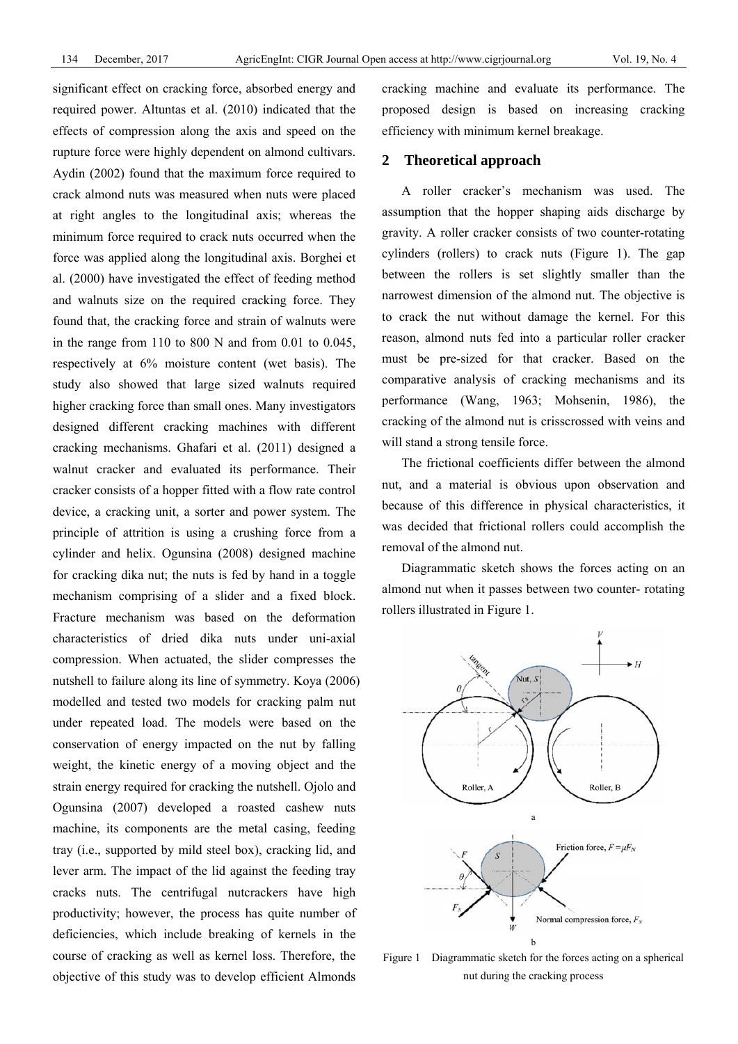significant effect on cracking force, absorbed energy and required power. Altuntas et al. (2010) indicated that the effects of compression along the axis and speed on the rupture force were highly dependent on almond cultivars. Aydin (2002) found that the maximum force required to crack almond nuts was measured when nuts were placed at right angles to the longitudinal axis; whereas the minimum force required to crack nuts occurred when the force was applied along the longitudinal axis. Borghei et al. (2000) have investigated the effect of feeding method and walnuts size on the required cracking force. They found that, the cracking force and strain of walnuts were in the range from 110 to 800 N and from 0.01 to 0.045, respectively at 6% moisture content (wet basis). The study also showed that large sized walnuts required higher cracking force than small ones. Many investigators designed different cracking machines with different cracking mechanisms. Ghafari et al. (2011) designed a walnut cracker and evaluated its performance. Their cracker consists of a hopper fitted with a flow rate control device, a cracking unit, a sorter and power system. The principle of attrition is using a crushing force from a cylinder and helix. Ogunsina (2008) designed machine for cracking dika nut; the nuts is fed by hand in a toggle mechanism comprising of a slider and a fixed block. Fracture mechanism was based on the deformation characteristics of dried dika nuts under uni-axial compression. When actuated, the slider compresses the nutshell to failure along its line of symmetry. Koya (2006) modelled and tested two models for cracking palm nut under repeated load. The models were based on the conservation of energy impacted on the nut by falling weight, the kinetic energy of a moving object and the strain energy required for cracking the nutshell. Ojolo and Ogunsina (2007) developed a roasted cashew nuts machine, its components are the metal casing, feeding tray (i.e., supported by mild steel box), cracking lid, and lever arm. The impact of the lid against the feeding tray cracks nuts. The centrifugal nutcrackers have high productivity; however, the process has quite number of deficiencies, which include breaking of kernels in the course of cracking as well as kernel loss. Therefore, the objective of this study was to develop efficient Almonds cracking machine and evaluate its performance. The proposed design is based on increasing cracking efficiency with minimum kernel breakage.

## 2 Theoretical approach

A roller cracker's mechanism was used. The assumption that the hopper shaping aids discharge by gravity. A roller cracker consists of two counter-rotating cylinders (rollers) to crack nuts (Figure 1). The gap between the rollers is set slightly smaller than the narrowest dimension of the almond nut. The objective is to crack the nut without damage the kernel. For this reason, almond nuts fed into a particular roller cracker must be pre-sized for that cracker. Based on the comparative analysis of cracking mechanisms and its performance (Wang, 1963; Mohsenin, 1986), the cracking of the almond nut is crisscrossed with veins and will stand a strong tensile force.

The frictional coefficients differ between the almond nut, and a material is obvious upon observation and because of this difference in physical characteristics, it was decided that frictional rollers could accomplish the removal of the almond nut.

Diagrammatic sketch shows the forces acting on an almond nut when it passes between two counter- rotating rollers illustrated in Figure 1.

Figure 1 Diagrammatic sketch for the forces acting on a spherical nut during the cracking process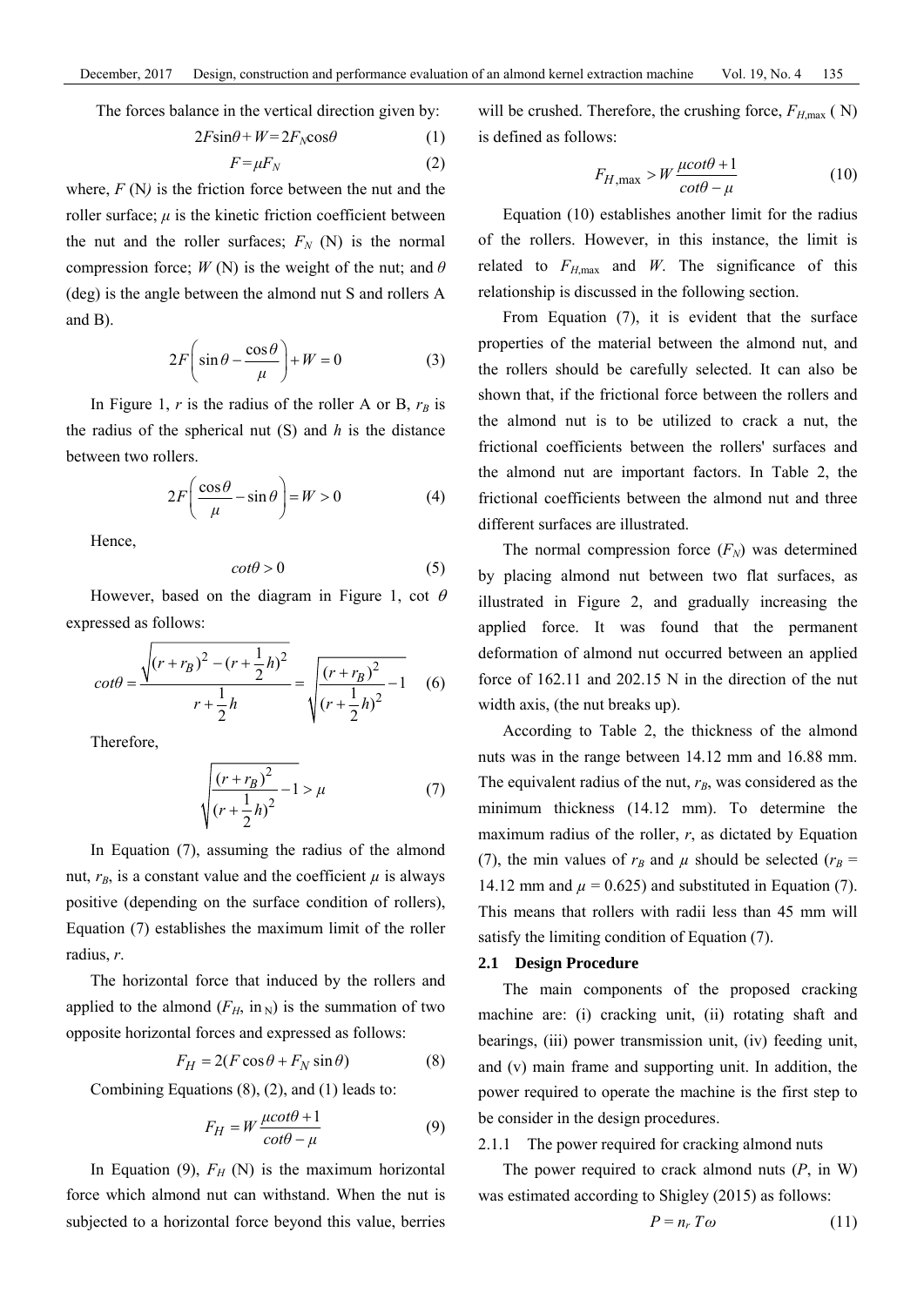The forces balance in the vertical direction given by:

$$2F\sin\theta + W = 2F_N\cos\theta \quad (1)$$

$$F = \mu F_N \quad (2)$$

where, $F$ (N) is the friction force between the nut and the roller surface; $\mu$ is the kinetic friction coefficient between the nut and the roller surfaces; $F_N$ (N) is the normal compression force; $W$ (N) is the weight of the nut; and $\theta$ (deg) is the angle between the almond nut S and rollers A and B).

$$2F\left(\sin\theta - \frac{\cos\theta}{\mu}\right) + W = 0 \quad (3)$$

In Figure 1, $r$ is the radius of the roller A or B, $r_B$ is the radius of the spherical nut (S) and $h$ is the distance between two rollers.

$$2F\left(\frac{\cos\theta}{\mu} - \sin\theta\right) = W > 0 \quad (4)$$

Hence,

$$cot\theta > 0 \quad (5)$$

However, based on the diagram in Figure 1, cot $\theta$ expressed as follows:

$$cot\theta = \frac{\sqrt{(r+r_B)^2 - (r+\frac{1}{2}h)^2}}{r+\frac{1}{2}h} = \sqrt{\frac{(r+r_B)^2}{(r+\frac{1}{2}h)^2} - 1} \quad (6)$$

Therefore,

$$\sqrt{\frac{(r+r_B)^2}{(r+\frac{1}{2}h)^2} - 1} > \mu \quad (7)$$

In Equation (7), assuming the radius of the almond nut, $r_B$, is a constant value and the coefficient $\mu$ is always positive (depending on the surface condition of rollers), Equation (7) establishes the maximum limit of the roller radius, $r$.

The horizontal force that induced by the rollers and applied to the almond ($F_H$, in N) is the summation of two opposite horizontal forces and expressed as follows:

$$F_H = 2(F\cos\theta + F_N\sin\theta) \quad (8)$$

Combining Equations (8), (2), and (1) leads to:

$$F_H = W\frac{\mu cot\theta + 1}{cot\theta - \mu} \quad (9)$$

In Equation (9), $F_H$ (N) is the maximum horizontal force which almond nut can withstand. When the nut is subjected to a horizontal force beyond this value, berries will be crushed. Therefore, the crushing force, $F_{H,\max}$ ( N) is defined as follows:

$$F_{H,\max} > W\frac{\mu cot\theta + 1}{cot\theta - \mu} \quad (10)$$

Equation (10) establishes another limit for the radius of the rollers. However, in this instance, the limit is related to $F_{H,\max}$ and $W$. The significance of this relationship is discussed in the following section.

From Equation (7), it is evident that the surface properties of the material between the almond nut, and the rollers should be carefully selected. It can also be shown that, if the frictional force between the rollers and the almond nut is to be utilized to crack a nut, the frictional coefficients between the rollers' surfaces and the almond nut are important factors. In Table 2, the frictional coefficients between the almond nut and three different surfaces are illustrated.

The normal compression force ($F_N$) was determined by placing almond nut between two flat surfaces, as illustrated in Figure 2, and gradually increasing the applied force. It was found that the permanent deformation of almond nut occurred between an applied force of 162.11 and 202.15 N in the direction of the nut width axis, (the nut breaks up).

According to Table 2, the thickness of the almond nuts was in the range between 14.12 mm and 16.88 mm. The equivalent radius of the nut, $r_B$, was considered as the minimum thickness (14.12 mm). To determine the maximum radius of the roller, $r$, as dictated by Equation (7), the min values of $r_B$ and $\mu$ should be selected ($r_B$ = 14.12 mm and $\mu$ = 0.625) and substituted in Equation (7). This means that rollers with radii less than 45 mm will satisfy the limiting condition of Equation (7).

### 2.1 Design Procedure

The main components of the proposed cracking machine are: (i) cracking unit, (ii) rotating shaft and bearings, (iii) power transmission unit, (iv) feeding unit, and (v) main frame and supporting unit. In addition, the power required to operate the machine is the first step to be consider in the design procedures.

#### 2.1.1 The power required for cracking almond nuts

The power required to crack almond nuts ($P$, in W) was estimated according to Shigley (2015) as follows:

$$P = n_r T\omega \quad (11)$$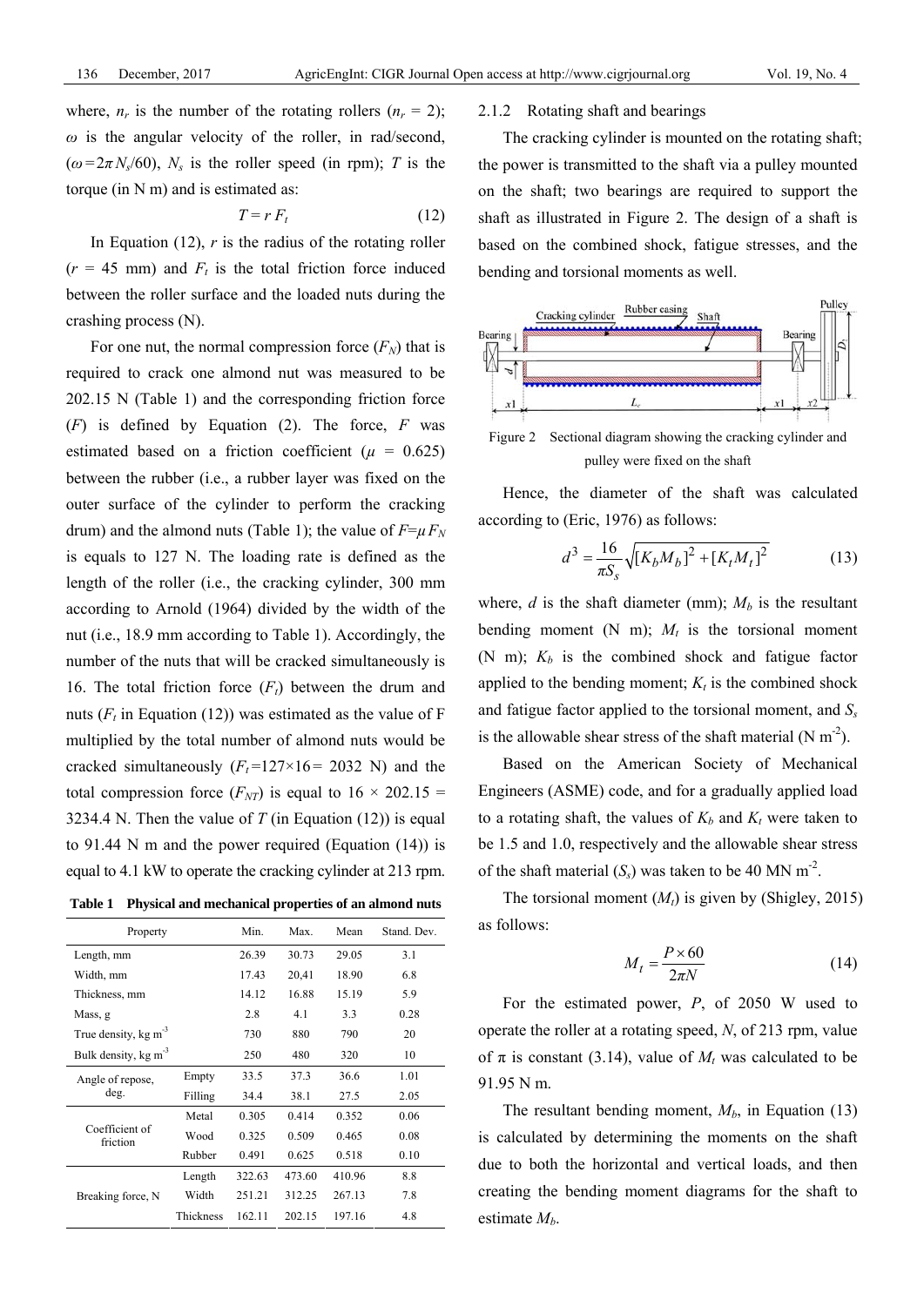where, $n_r$ is the number of the rotating rollers ($n_r$ = 2); $\omega$ is the angular velocity of the roller, in rad/second, ($\omega = 2\pi N_s/60$), $N_s$ is the roller speed (in rpm); $T$ is the torque (in N m) and is estimated as:

$$T = r\,F_t \tag{12}$$

In Equation (12), $r$ is the radius of the rotating roller ($r$ = 45 mm) and $F_t$ is the total friction force induced between the roller surface and the loaded nuts during the crashing process (N).

For one nut, the normal compression force ($F_N$) that is required to crack one almond nut was measured to be 202.15 N (Table 1) and the corresponding friction force ($F$) is defined by Equation (2). The force, $F$ was estimated based on a friction coefficient ($\mu$ = 0.625) between the rubber (i.e., a rubber layer was fixed on the outer surface of the cylinder to perform the cracking drum) and the almond nuts (Table 1); the value of $F=\mu F_N$ is equals to 127 N. The loading rate is defined as the length of the roller (i.e., the cracking cylinder, 300 mm according to Arnold (1964) divided by the width of the nut (i.e., 18.9 mm according to Table 1). Accordingly, the number of the nuts that will be cracked simultaneously is 16. The total friction force ($F_t$) between the drum and nuts ($F_t$ in Equation (12)) was estimated as the value of F multiplied by the total number of almond nuts would be cracked simultaneously ($F_t$=127×16= 2032 N) and the total compression force ($F_{NT}$) is equal to 16 × 202.15 = 3234.4 N. Then the value of $T$ (in Equation (12)) is equal to 91.44 N m and the power required (Equation (14)) is equal to 4.1 kW to operate the cracking cylinder at 213 rpm.

**Table 1 Physical and mechanical properties of an almond nuts**

| Property | | Min. | Max. | Mean | Stand. Dev. |
|---|---|---|---|---|---|
| Length, mm | | 26.39 | 30.73 | 29.05 | 3.1 |
| Width, mm | | 17.43 | 20,41 | 18.90 | 6.8 |
| Thickness, mm | | 14.12 | 16.88 | 15.19 | 5.9 |
| Mass, g | | 2.8 | 4.1 | 3.3 | 0.28 |
| True density, kg m$^{-3}$ | | 730 | 880 | 790 | 20 |
| Bulk density, kg m$^{-3}$ | | 250 | 480 | 320 | 10 |
| Angle of repose, deg. | Empty | 33.5 | 37.3 | 36.6 | 1.01 |
| | Filling | 34.4 | 38.1 | 27.5 | 2.05 |
| Coefficient of friction | Metal | 0.305 | 0.414 | 0.352 | 0.06 |
| | Wood | 0.325 | 0.509 | 0.465 | 0.08 |
| | Rubber | 0.491 | 0.625 | 0.518 | 0.10 |
| Breaking force, N | Length | 322.63 | 473.60 | 410.96 | 8.8 |
| | Width | 251.21 | 312.25 | 267.13 | 7.8 |
| | Thickness | 162.11 | 202.15 | 197.16 | 4.8 |

#### 2.1.2 Rotating shaft and bearings

The cracking cylinder is mounted on the rotating shaft; the power is transmitted to the shaft via a pulley mounted on the shaft; two bearings are required to support the shaft as illustrated in Figure 2. The design of a shaft is based on the combined shock, fatigue stresses, and the bending and torsional moments as well.

Figure 2 Sectional diagram showing the cracking cylinder and pulley were fixed on the shaft

Hence, the diameter of the shaft was calculated according to (Eric, 1976) as follows:

$$d^3 = \frac{16}{\pi S_s}\sqrt{[K_b M_b]^2 + [K_t M_t]^2} \tag{13}$$

where, $d$ is the shaft diameter (mm); $M_b$ is the resultant bending moment (N m); $M_t$ is the torsional moment (N m); $K_b$ is the combined shock and fatigue factor applied to the bending moment; $K_t$ is the combined shock and fatigue factor applied to the torsional moment, and $S_s$ is the allowable shear stress of the shaft material (N m$^{-2}$).

Based on the American Society of Mechanical Engineers (ASME) code, and for a gradually applied load to a rotating shaft, the values of $K_b$ and $K_t$ were taken to be 1.5 and 1.0, respectively and the allowable shear stress of the shaft material ($S_s$) was taken to be 40 MN m$^{-2}$.

The torsional moment ($M_t$) is given by (Shigley, 2015) as follows:

$$M_t = \frac{P \times 60}{2\pi N} \tag{14}$$

For the estimated power, $P$, of 2050 W used to operate the roller at a rotating speed, $N$, of 213 rpm, value of π is constant (3.14), value of $M_t$ was calculated to be 91.95 N m.

The resultant bending moment, $M_b$, in Equation (13) is calculated by determining the moments on the shaft due to both the horizontal and vertical loads, and then creating the bending moment diagrams for the shaft to estimate $M_b$.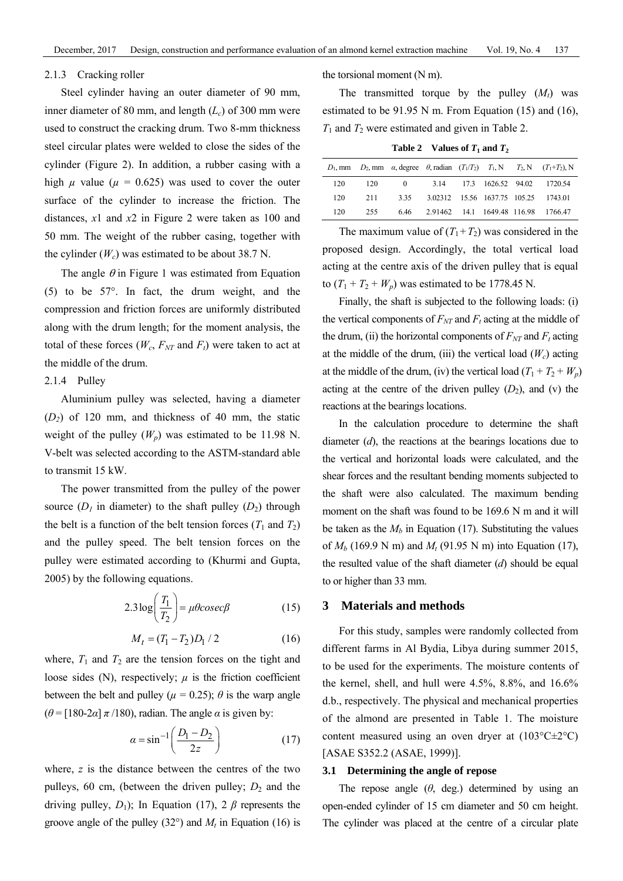#### 2.1.3 Cracking roller

Steel cylinder having an outer diameter of 90 mm, inner diameter of 80 mm, and length ($L_c$) of 300 mm were used to construct the cracking drum. Two 8-mm thickness steel circular plates were welded to close the sides of the cylinder (Figure 2). In addition, a rubber casing with a high $\mu$ value ($\mu$ = 0.625) was used to cover the outer surface of the cylinder to increase the friction. The distances, $x1$ and $x2$ in Figure 2 were taken as 100 and 50 mm. The weight of the rubber casing, together with the cylinder ($W_c$) was estimated to be about 38.7 N.

The angle $\theta$ in Figure 1 was estimated from Equation (5) to be 57°. In fact, the drum weight, and the compression and friction forces are uniformly distributed along with the drum length; for the moment analysis, the total of these forces ($W_c$, $F_{NT}$ and $F_t$) were taken to act at the middle of the drum.

#### 2.1.4 Pulley

Aluminium pulley was selected, having a diameter ($D_2$) of 120 mm, and thickness of 40 mm, the static weight of the pulley ($W_p$) was estimated to be 11.98 N. V-belt was selected according to the ASTM-standard able to transmit 15 kW.

The power transmitted from the pulley of the power source ($D_1$ in diameter) to the shaft pulley ($D_2$) through the belt is a function of the belt tension forces ($T_1$ and $T_2$) and the pulley speed. The belt tension forces on the pulley were estimated according to (Khurmi and Gupta, 2005) by the following equations.

$$2.3\log\left(\frac{T_1}{T_2}\right) = \mu\theta cosec\beta \tag{15}$$

$$M_t = (T_1 - T_2)D_1 / 2 \tag{16}$$

where, $T_1$ and $T_2$ are the tension forces on the tight and loose sides (N), respectively; $\mu$ is the friction coefficient between the belt and pulley ($\mu$ = 0.25); $\theta$ is the warp angle ($\theta$ = [180-2$\alpha$] $\pi$ /180), radian. The angle $\alpha$ is given by:

$$\alpha = \sin^{-1}\left(\frac{D_1 - D_2}{2z}\right) \tag{17}$$

where, $z$ is the distance between the centres of the two pulleys, 60 cm, (between the driven pulley; $D_2$ and the driving pulley, $D_1$); In Equation (17), 2 $\beta$ represents the groove angle of the pulley (32°) and $M_t$ in Equation (16) is the torsional moment (N m).

The transmitted torque by the pulley ($M_t$) was estimated to be 91.95 N m. From Equation (15) and (16), $T_1$ and $T_2$ were estimated and given in Table 2.

**Table 2 Values of $T_1$ and $T_2$**

| $D_1$, mm | $D_2$, mm | $\alpha$, degree | $\theta$, radian | $(T_1/T_2)$ | $T_1$, N | $T_2$, N | $(T_1+T_2)$, N |
|---|---|---|---|---|---|---|---|
| 120 | 120 | 0 | 3.14 | 17.3 | 1626.52 | 94.02 | 1720.54 |
| 120 | 211 | 3.35 | 3.02312 | 15.56 | 1637.75 | 105.25 | 1743.01 |
| 120 | 255 | 6.46 | 2.91462 | 14.1 | 1649.48 | 116.98 | 1766.47 |

The maximum value of $(T_1 + T_2)$ was considered in the proposed design. Accordingly, the total vertical load acting at the centre axis of the driven pulley that is equal to $(T_1 + T_2 + W_p)$ was estimated to be 1778.45 N.

Finally, the shaft is subjected to the following loads: (i) the vertical components of $F_{NT}$ and $F_t$ acting at the middle of the drum, (ii) the horizontal components of $F_{NT}$ and $F_t$ acting at the middle of the drum, (iii) the vertical load ($W_c$) acting at the middle of the drum, (iv) the vertical load $(T_1 + T_2 + W_p)$ acting at the centre of the driven pulley ($D_2$), and (v) the reactions at the bearings locations.

In the calculation procedure to determine the shaft diameter ($d$), the reactions at the bearings locations due to the vertical and horizontal loads were calculated, and the shear forces and the resultant bending moments subjected to the shaft were also calculated. The maximum bending moment on the shaft was found to be 169.6 N m and it will be taken as the $M_b$ in Equation (17). Substituting the values of $M_b$ (169.9 N m) and $M_t$ (91.95 N m) into Equation (17), the resulted value of the shaft diameter ($d$) should be equal to or higher than 33 mm.

## 3 Materials and methods

For this study, samples were randomly collected from different farms in Al Bydia, Libya during summer 2015, to be used for the experiments. The moisture contents of the kernel, shell, and hull were 4.5%, 8.8%, and 16.6% d.b., respectively. The physical and mechanical properties of the almond are presented in Table 1. The moisture content measured using an oven dryer at (103°C±2°C) [ASAE S352.2 (ASAE, 1999)].

### 3.1 Determining the angle of repose

The repose angle ($\theta$, deg.) determined by using an open-ended cylinder of 15 cm diameter and 50 cm height. The cylinder was placed at the centre of a circular plate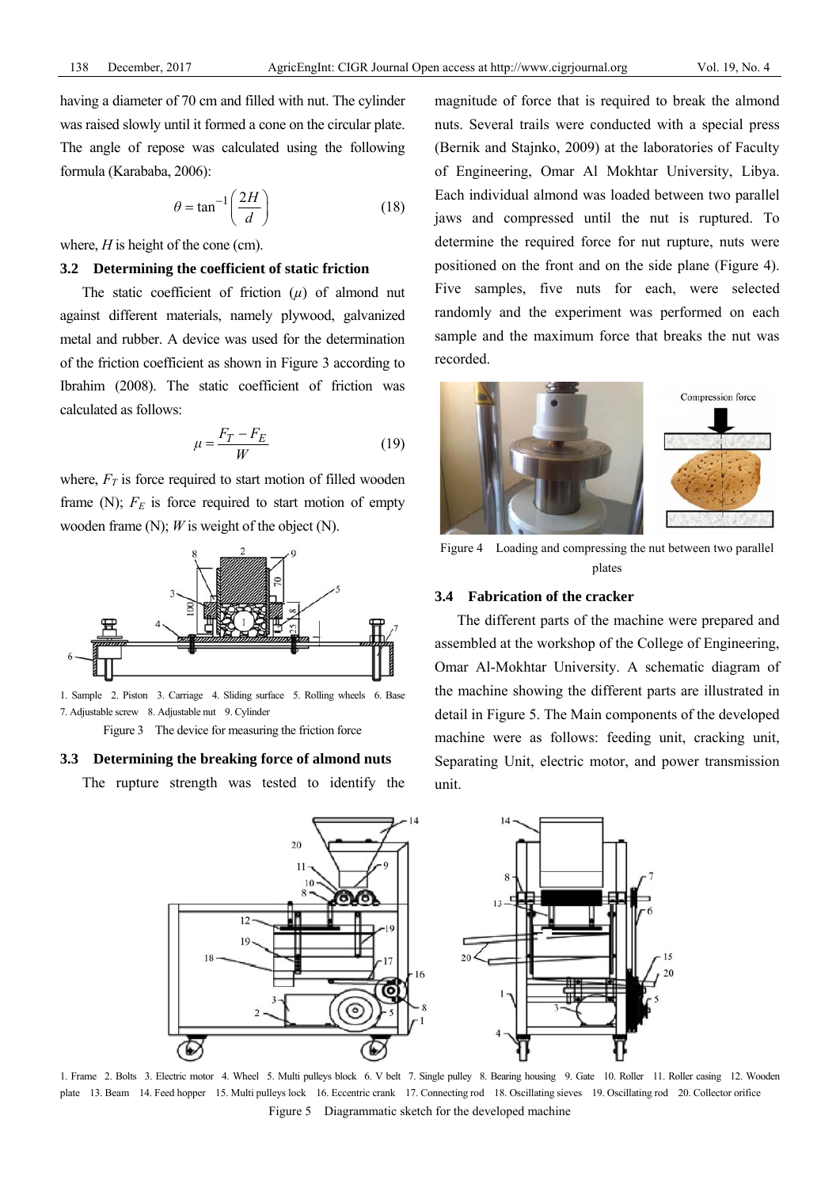having a diameter of 70 cm and filled with nut. The cylinder was raised slowly until it formed a cone on the circular plate. The angle of repose was calculated using the following formula (Karababa, 2006):

$$\theta = \tan^{-1}\left(\frac{2H}{d}\right) \tag{18}$$

where, $H$ is height of the cone (cm).

### 3.2 Determining the coefficient of static friction

The static coefficient of friction ($\mu$) of almond nut against different materials, namely plywood, galvanized metal and rubber. A device was used for the determination of the friction coefficient as shown in Figure 3 according to Ibrahim (2008). The static coefficient of friction was calculated as follows:

$$\mu = \frac{F_T - F_E}{W} \tag{19}$$

where, $F_T$ is force required to start motion of filled wooden frame (N); $F_E$ is force required to start motion of empty wooden frame (N); $W$ is weight of the object (N).

1. Sample 2. Piston 3. Carriage 4. Sliding surface 5. Rolling wheels 6. Base 7. Adjustable screw 8. Adjustable nut 9. Cylinder

Figure 3 The device for measuring the friction force

### 3.3 Determining the breaking force of almond nuts

The rupture strength was tested to identify the magnitude of force that is required to break the almond nuts. Several trails were conducted with a special press (Bernik and Stajnko, 2009) at the laboratories of Faculty of Engineering, Omar Al Mokhtar University, Libya. Each individual almond was loaded between two parallel jaws and compressed until the nut is ruptured. To determine the required force for nut rupture, nuts were positioned on the front and on the side plane (Figure 4). Five samples, five nuts for each, were selected randomly and the experiment was performed on each sample and the maximum force that breaks the nut was recorded.

Figure 4 Loading and compressing the nut between two parallel plates

### 3.4 Fabrication of the cracker

The different parts of the machine were prepared and assembled at the workshop of the College of Engineering, Omar Al-Mokhtar University. A schematic diagram of the machine showing the different parts are illustrated in detail in Figure 5. The Main components of the developed machine were as follows: feeding unit, cracking unit, Separating Unit, electric motor, and power transmission unit.

1. Frame 2. Bolts 3. Electric motor 4. Wheel 5. Multi pulleys block 6. V belt 7. Single pulley 8. Bearing housing 9. Gate 10. Roller 11. Roller casing 12. Wooden plate 13. Beam 14. Feed hopper 15. Multi pulleys lock 16. Eccentric crank 17. Connecting rod 18. Oscillating sieves 19. Oscillating rod 20. Collector orifice

Figure 5 Diagrammatic sketch for the developed machine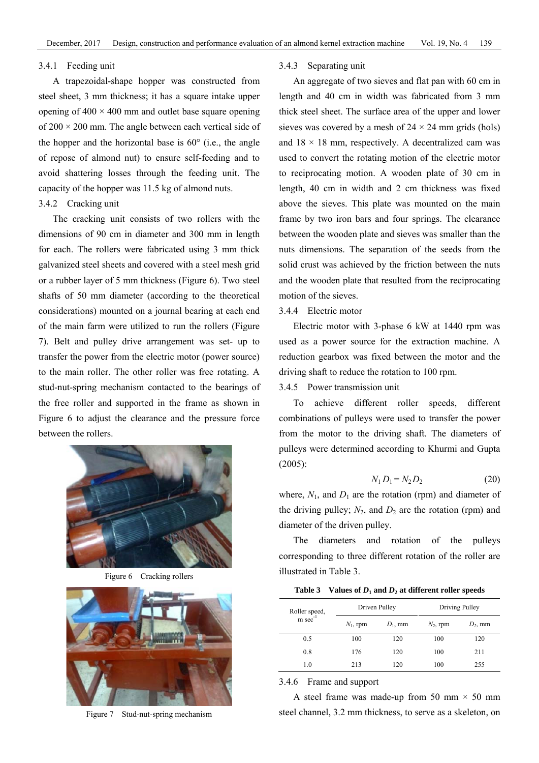### 3.4.1 Feeding unit

A trapezoidal-shape hopper was constructed from steel sheet, 3 mm thickness; it has a square intake upper opening of 400 × 400 mm and outlet base square opening of 200 × 200 mm. The angle between each vertical side of the hopper and the horizontal base is 60° (i.e., the angle of repose of almond nut) to ensure self-feeding and to avoid shattering losses through the feeding unit. The capacity of the hopper was 11.5 kg of almond nuts.

### 3.4.2 Cracking unit

The cracking unit consists of two rollers with the dimensions of 90 cm in diameter and 300 mm in length for each. The rollers were fabricated using 3 mm thick galvanized steel sheets and covered with a steel mesh grid or a rubber layer of 5 mm thickness (Figure 6). Two steel shafts of 50 mm diameter (according to the theoretical considerations) mounted on a journal bearing at each end of the main farm were utilized to run the rollers (Figure 7). Belt and pulley drive arrangement was set- up to transfer the power from the electric motor (power source) to the main roller. The other roller was free rotating. A stud-nut-spring mechanism contacted to the bearings of the free roller and supported in the frame as shown in Figure 6 to adjust the clearance and the pressure force between the rollers.

Figure 6 Cracking rollers

Figure 7 Stud-nut-spring mechanism

### 3.4.3 Separating unit

An aggregate of two sieves and flat pan with 60 cm in length and 40 cm in width was fabricated from 3 mm thick steel sheet. The surface area of the upper and lower sieves was covered by a mesh of 24 × 24 mm grids (hols) and 18 × 18 mm, respectively. A decentralized cam was used to convert the rotating motion of the electric motor to reciprocating motion. A wooden plate of 30 cm in length, 40 cm in width and 2 cm thickness was fixed above the sieves. This plate was mounted on the main frame by two iron bars and four springs. The clearance between the wooden plate and sieves was smaller than the nuts dimensions. The separation of the seeds from the solid crust was achieved by the friction between the nuts and the wooden plate that resulted from the reciprocating motion of the sieves.

### 3.4.4 Electric motor

Electric motor with 3-phase 6 kW at 1440 rpm was used as a power source for the extraction machine. A reduction gearbox was fixed between the motor and the driving shaft to reduce the rotation to 100 rpm.

### 3.4.5 Power transmission unit

To achieve different roller speeds, different combinations of pulleys were used to transfer the power from the motor to the driving shaft. The diameters of pulleys were determined according to Khurmi and Gupta (2005):

$$N_1 D_1 = N_2 D_2 \tag{20}$$

where, $N_1$, and $D_1$ are the rotation (rpm) and diameter of the driving pulley; $N_2$, and $D_2$ are the rotation (rpm) and diameter of the driven pulley.

The diameters and rotation of the pulleys corresponding to three different rotation of the roller are illustrated in Table 3.

**Table 3 Values of $D_1$ and $D_2$ at different roller speeds**

| Roller speed, m sec$^{-1}$ | Driven Pulley | | Driving Pulley | |
|---|---|---|---|---|
| | $N_1$, rpm | $D_1$, mm | $N_2$, rpm | $D_2$, mm |
| 0.5 | 100 | 120 | 100 | 120 |
| 0.8 | 176 | 120 | 100 | 211 |
| 1.0 | 213 | 120 | 100 | 255 |

### 3.4.6 Frame and support

A steel frame was made-up from 50 mm × 50 mm steel channel, 3.2 mm thickness, to serve as a skeleton, on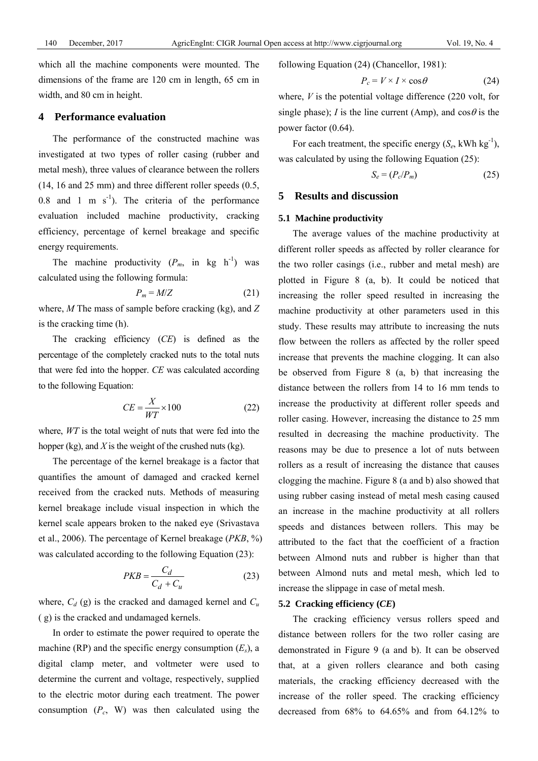which all the machine components were mounted. The dimensions of the frame are 120 cm in length, 65 cm in width, and 80 cm in height.

## 4 Performance evaluation

The performance of the constructed machine was investigated at two types of roller casing (rubber and metal mesh), three values of clearance between the rollers (14, 16 and 25 mm) and three different roller speeds (0.5, 0.8 and 1 m $s^{-1}$). The criteria of the performance evaluation included machine productivity, cracking efficiency, percentage of kernel breakage and specific energy requirements.

The machine productivity ($P_m$, in kg $h^{-1}$) was calculated using the following formula:

$$P_m = M/Z \tag{21}$$

where, $M$ The mass of sample before cracking (kg), and $Z$ is the cracking time (h).

The cracking efficiency ($CE$) is defined as the percentage of the completely cracked nuts to the total nuts that were fed into the hopper. $CE$ was calculated according to the following Equation:

$$CE = \frac{X}{WT} \times 100 \tag{22}$$

where, $WT$ is the total weight of nuts that were fed into the hopper (kg), and $X$ is the weight of the crushed nuts (kg).

The percentage of the kernel breakage is a factor that quantifies the amount of damaged and cracked kernel received from the cracked nuts. Methods of measuring kernel breakage include visual inspection in which the kernel scale appears broken to the naked eye (Srivastava et al., 2006). The percentage of Kernel breakage ($PKB$, %) was calculated according to the following Equation (23):

$$PKB = \frac{C_d}{C_d + C_u} \tag{23}$$

where, $C_d$ (g) is the cracked and damaged kernel and $C_u$ ( g) is the cracked and undamaged kernels.

In order to estimate the power required to operate the machine (RP) and the specific energy consumption ($E_s$), a digital clamp meter, and voltmeter were used to determine the current and voltage, respectively, supplied to the electric motor during each treatment. The power consumption ($P_c$, W) was then calculated using the following Equation (24) (Chancellor, 1981):

$$P_c = V \times I \times \cos\theta \tag{24}$$

where, $V$ is the potential voltage difference (220 volt, for single phase); $I$ is the line current (Amp), and $\cos\theta$ is the power factor (0.64).

For each treatment, the specific energy ($S_e$, kWh $kg^{-1}$), was calculated by using the following Equation (25):

$$S_e = (P_c/P_m) \tag{25}$$

## 5 Results and discussion

### 5.1 Machine productivity

The average values of the machine productivity at different roller speeds as affected by roller clearance for the two roller casings (i.e., rubber and metal mesh) are plotted in Figure 8 (a, b). It could be noticed that increasing the roller speed resulted in increasing the machine productivity at other parameters used in this study. These results may attribute to increasing the nuts flow between the rollers as affected by the roller speed increase that prevents the machine clogging. It can also be observed from Figure 8 (a, b) that increasing the distance between the rollers from 14 to 16 mm tends to increase the productivity at different roller speeds and roller casing. However, increasing the distance to 25 mm resulted in decreasing the machine productivity. The reasons may be due to presence a lot of nuts between rollers as a result of increasing the distance that causes clogging the machine. Figure 8 (a and b) also showed that using rubber casing instead of metal mesh casing caused an increase in the machine productivity at all rollers speeds and distances between rollers. This may be attributed to the fact that the coefficient of a fraction between Almond nuts and rubber is higher than that between Almond nuts and metal mesh, which led to increase the slippage in case of metal mesh.

### 5.2 Cracking efficiency (*CE*)

The cracking efficiency versus rollers speed and distance between rollers for the two roller casing are demonstrated in Figure 9 (a and b). It can be observed that, at a given rollers clearance and both casing materials, the cracking efficiency decreased with the increase of the roller speed. The cracking efficiency decreased from 68% to 64.65% and from 64.12% to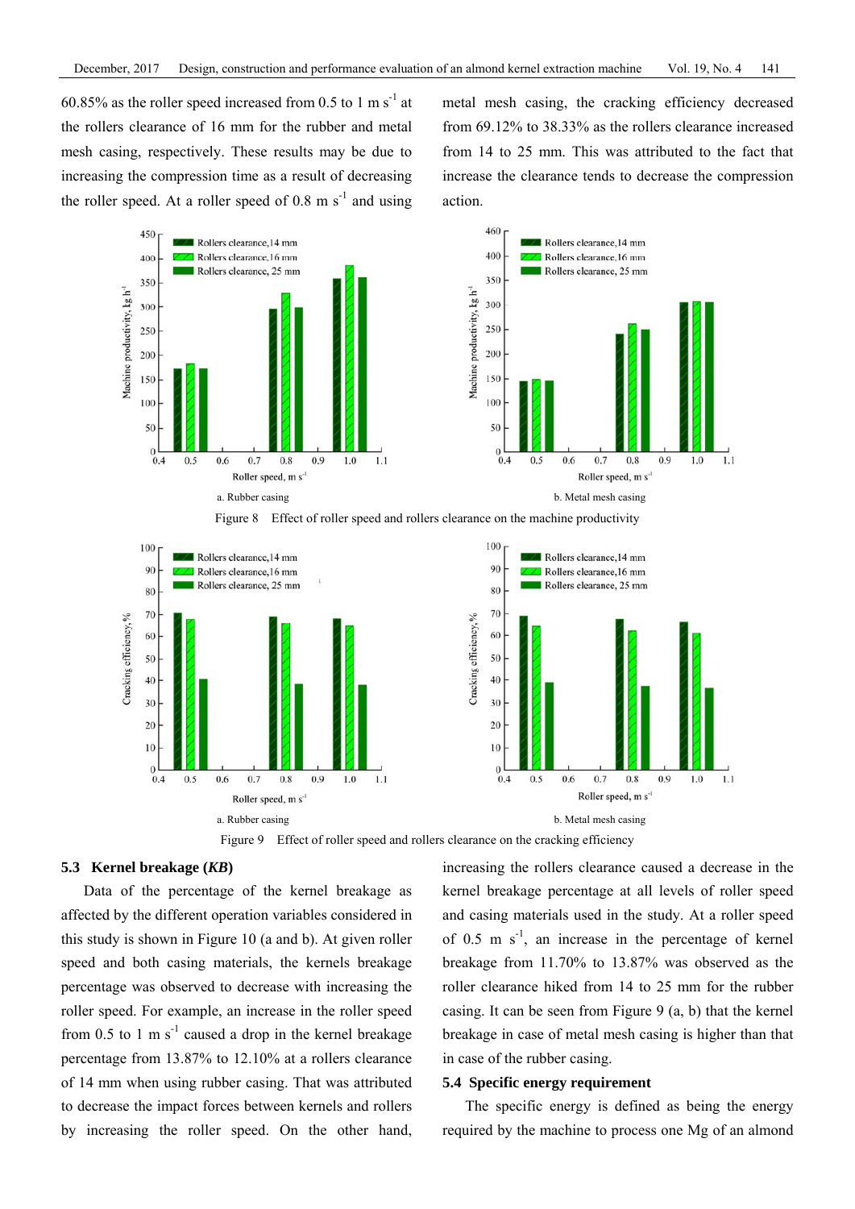60.85% as the roller speed increased from 0.5 to 1 m $s^{-1}$ at the rollers clearance of 16 mm for the rubber and metal mesh casing, respectively. These results may be due to increasing the compression time as a result of decreasing the roller speed. At a roller speed of 0.8 m $s^{-1}$ and using metal mesh casing, the cracking efficiency decreased from 69.12% to 38.33% as the rollers clearance increased from 14 to 25 mm. This was attributed to the fact that increase the clearance tends to decrease the compression action.

a. Rubber casing

b. Metal mesh casing

Figure 8 Effect of roller speed and rollers clearance on the machine productivity

a. Rubber casing

b. Metal mesh casing

Figure 9 Effect of roller speed and rollers clearance on the cracking efficiency

### 5.3 Kernel breakage (*KB*)

Data of the percentage of the kernel breakage as affected by the different operation variables considered in this study is shown in Figure 10 (a and b). At given roller speed and both casing materials, the kernels breakage percentage was observed to decrease with increasing the roller speed. For example, an increase in the roller speed from 0.5 to 1 m $s^{-1}$ caused a drop in the kernel breakage percentage from 13.87% to 12.10% at a rollers clearance of 14 mm when using rubber casing. That was attributed to decrease the impact forces between kernels and rollers by increasing the roller speed. On the other hand, increasing the rollers clearance caused a decrease in the kernel breakage percentage at all levels of roller speed and casing materials used in the study. At a roller speed of 0.5 m $s^{-1}$, an increase in the percentage of kernel breakage from 11.70% to 13.87% was observed as the roller clearance hiked from 14 to 25 mm for the rubber casing. It can be seen from Figure 9 (a, b) that the kernel breakage in case of metal mesh casing is higher than that in case of the rubber casing.

### 5.4 Specific energy requirement

The specific energy is defined as being the energy required by the machine to process one Mg of an almond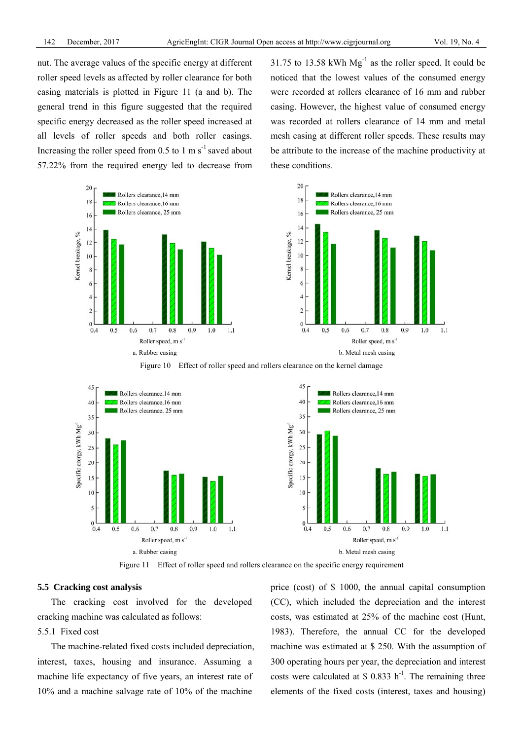nut. The average values of the specific energy at different roller speed levels as affected by roller clearance for both casing materials is plotted in Figure 11 (a and b). The general trend in this figure suggested that the required specific energy decreased as the roller speed increased at all levels of roller speeds and both roller casings. Increasing the roller speed from 0.5 to 1 m $s^{-1}$ saved about 57.22% from the required energy led to decrease from 31.75 to 13.58 kWh $Mg^{-1}$ as the roller speed. It could be noticed that the lowest values of the consumed energy were recorded at rollers clearance of 16 mm and rubber casing. However, the highest value of consumed energy was recorded at rollers clearance of 14 mm and metal mesh casing at different roller speeds. These results may be attribute to the increase of the machine productivity at these conditions.

a. Rubber casing

b. Metal mesh casing

Figure 10 Effect of roller speed and rollers clearance on the kernel damage

a. Rubber casing

b. Metal mesh casing

Figure 11 Effect of roller speed and rollers clearance on the specific energy requirement

## 5.5 Cracking cost analysis

The cracking cost involved for the developed cracking machine was calculated as follows:

### 5.5.1 Fixed cost

The machine-related fixed costs included depreciation, interest, taxes, housing and insurance. Assuming a machine life expectancy of five years, an interest rate of 10% and a machine salvage rate of 10% of the machine price (cost) of $ 1000, the annual capital consumption (CC), which included the depreciation and the interest costs, was estimated at 25% of the machine cost (Hunt, 1983). Therefore, the annual CC for the developed machine was estimated at $ 250. With the assumption of 300 operating hours per year, the depreciation and interest costs were calculated at $ 0.833 $h^{-1}$. The remaining three elements of the fixed costs (interest, taxes and housing)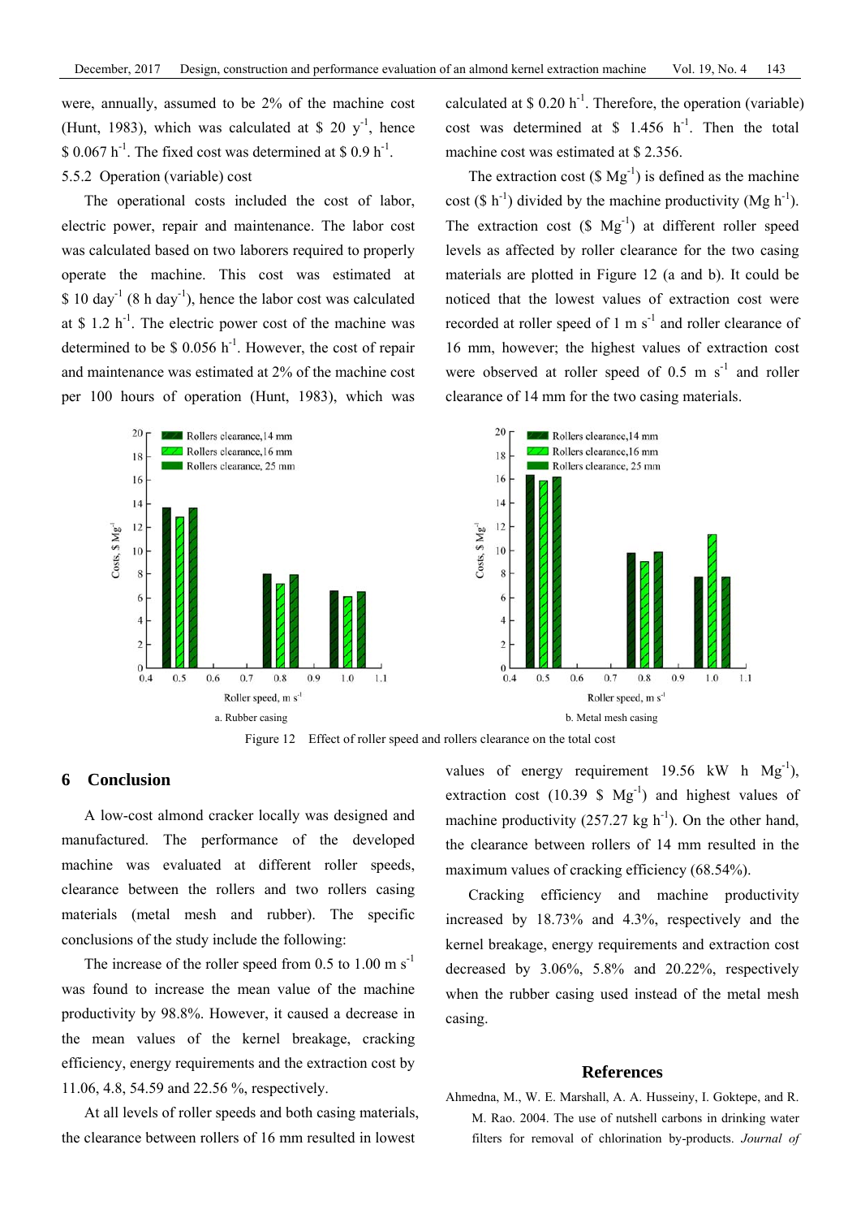were, annually, assumed to be 2% of the machine cost (Hunt, 1983), which was calculated at \$ 20 $y^{-1}$, hence \$ 0.067 $h^{-1}$. The fixed cost was determined at \$ 0.9 $h^{-1}$.

5.5.2 Operation (variable) cost

The operational costs included the cost of labor, electric power, repair and maintenance. The labor cost was calculated based on two laborers required to properly operate the machine. This cost was estimated at \$ 10 $day^{-1}$ (8 h $day^{-1}$), hence the labor cost was calculated at \$ 1.2 $h^{-1}$. The electric power cost of the machine was determined to be \$ 0.056 $h^{-1}$. However, the cost of repair and maintenance was estimated at 2% of the machine cost per 100 hours of operation (Hunt, 1983), which was calculated at \$ 0.20 $h^{-1}$. Therefore, the operation (variable) cost was determined at \$ 1.456 $h^{-1}$. Then the total machine cost was estimated at \$ 2.356.

The extraction cost (\$ $Mg^{-1}$) is defined as the machine cost (\$ $h^{-1}$) divided by the machine productivity (Mg $h^{-1}$). The extraction cost (\$ $Mg^{-1}$) at different roller speed levels as affected by roller clearance for the two casing materials are plotted in Figure 12 (a and b). It could be noticed that the lowest values of extraction cost were recorded at roller speed of 1 m $s^{-1}$ and roller clearance of 16 mm, however; the highest values of extraction cost were observed at roller speed of 0.5 m $s^{-1}$ and roller clearance of 14 mm for the two casing materials.

a. Rubber casing

b. Metal mesh casing

Figure 12 Effect of roller speed and rollers clearance on the total cost

## 6 Conclusion

A low-cost almond cracker locally was designed and manufactured. The performance of the developed machine was evaluated at different roller speeds, clearance between the rollers and two rollers casing materials (metal mesh and rubber). The specific conclusions of the study include the following:

The increase of the roller speed from 0.5 to 1.00 m $s^{-1}$ was found to increase the mean value of the machine productivity by 98.8%. However, it caused a decrease in the mean values of the kernel breakage, cracking efficiency, energy requirements and the extraction cost by 11.06, 4.8, 54.59 and 22.56 %, respectively.

At all levels of roller speeds and both casing materials, the clearance between rollers of 16 mm resulted in lowest values of energy requirement 19.56 kW h $Mg^{-1}$), extraction cost (10.39 \$ $Mg^{-1}$) and highest values of machine productivity (257.27 kg $h^{-1}$). On the other hand, the clearance between rollers of 14 mm resulted in the maximum values of cracking efficiency (68.54%).

Cracking efficiency and machine productivity increased by 18.73% and 4.3%, respectively and the kernel breakage, energy requirements and extraction cost decreased by 3.06%, 5.8% and 20.22%, respectively when the rubber casing used instead of the metal mesh casing.

## References

Ahmedna, M., W. E. Marshall, A. A. Husseiny, I. Goktepe, and R. M. Rao. 2004. The use of nutshell carbons in drinking water filters for removal of chlorination by-products. *Journal of*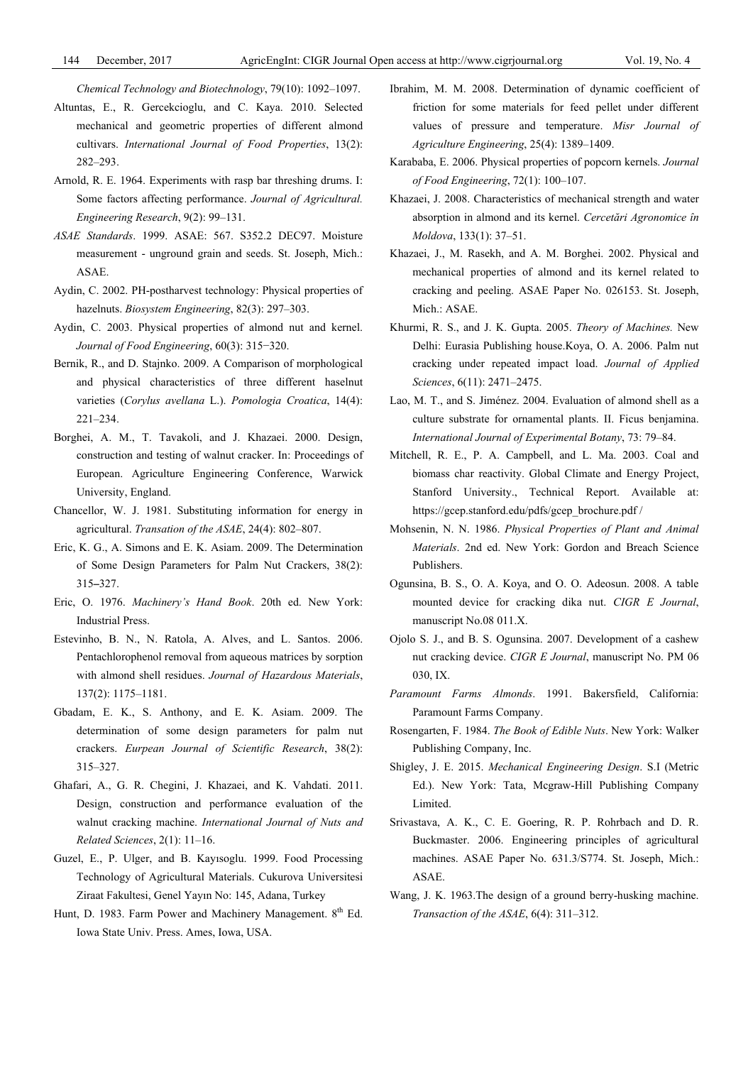*Chemical Technology and Biotechnology*, 79(10): 1092–1097.

Altuntas, E., R. Gercekcioglu, and C. Kaya. 2010. Selected mechanical and geometric properties of different almond cultivars. *International Journal of Food Properties*, 13(2): 282–293.

Arnold, R. E. 1964. Experiments with rasp bar threshing drums. I: Some factors affecting performance. *Journal of Agricultural. Engineering Research*, 9(2): 99–131.

*ASAE Standards*. 1999. ASAE: 567. S352.2 DEC97. Moisture measurement - unground grain and seeds. St. Joseph, Mich.: ASAE.

Aydin, C. 2002. PH-postharvest technology: Physical properties of hazelnuts. *Biosystem Engineering*, 82(3): 297–303.

Aydin, C. 2003. Physical properties of almond nut and kernel. *Journal of Food Engineering*, 60(3): 315−320.

Bernik, R., and D. Stajnko. 2009. A Comparison of morphological and physical characteristics of three different haselnut varieties (*Corylus avellana* L.). *Pomologia Croatica*, 14(4): 221–234.

Borghei, A. M., T. Tavakoli, and J. Khazaei. 2000. Design, construction and testing of walnut cracker. In: Proceedings of European. Agriculture Engineering Conference, Warwick University, England.

Chancellor, W. J. 1981. Substituting information for energy in agricultural. *Transation of the ASAE*, 24(4): 802–807.

Eric, K. G., A. Simons and E. K. Asiam. 2009. The Determination of Some Design Parameters for Palm Nut Crackers, 38(2): 315–327.

Eric, O. 1976. *Machinery's Hand Book*. 20th ed. New York: Industrial Press.

Estevinho, B. N., N. Ratola, A. Alves, and L. Santos. 2006. Pentachlorophenol removal from aqueous matrices by sorption with almond shell residues. *Journal of Hazardous Materials*, 137(2): 1175–1181.

Gbadam, E. K., S. Anthony, and E. K. Asiam. 2009. The determination of some design parameters for palm nut crackers. *Eurpean Journal of Scientific Research*, 38(2): 315–327.

Ghafari, A., G. R. Chegini, J. Khazaei, and K. Vahdati. 2011. Design, construction and performance evaluation of the walnut cracking machine. *International Journal of Nuts and Related Sciences*, 2(1): 11–16.

Guzel, E., P. Ulger, and B. Kayısoglu. 1999. Food Processing Technology of Agricultural Materials. Cukurova Universitesi Ziraat Fakultesi, Genel Yayın No: 145, Adana, Turkey

Hunt, D. 1983. Farm Power and Machinery Management. 8th Ed. Iowa State Univ. Press. Ames, Iowa, USA.

Ibrahim, M. M. 2008. Determination of dynamic coefficient of friction for some materials for feed pellet under different values of pressure and temperature. *Misr Journal of Agriculture Engineering*, 25(4): 1389–1409.

Karababa, E. 2006. Physical properties of popcorn kernels. *Journal of Food Engineering*, 72(1): 100–107.

Khazaei, J. 2008. Characteristics of mechanical strength and water absorption in almond and its kernel. *Cercetări Agronomice în Moldova*, 133(1): 37–51.

Khazaei, J., M. Rasekh, and A. M. Borghei. 2002. Physical and mechanical properties of almond and its kernel related to cracking and peeling. ASAE Paper No. 026153. St. Joseph, Mich.: ASAE.

Khurmi, R. S., and J. K. Gupta. 2005. *Theory of Machines.* New Delhi: Eurasia Publishing house.Koya, O. A. 2006. Palm nut cracking under repeated impact load. *Journal of Applied Sciences*, 6(11): 2471–2475.

Lao, M. T., and S. Jiménez. 2004. Evaluation of almond shell as a culture substrate for ornamental plants. II. Ficus benjamina. *International Journal of Experimental Botany*, 73: 79–84.

Mitchell, R. E., P. A. Campbell, and L. Ma. 2003. Coal and biomass char reactivity. Global Climate and Energy Project, Stanford University., Technical Report. Available at: https://gcep.stanford.edu/pdfs/gcep_brochure.pdf /

Mohsenin, N. N. 1986. *Physical Properties of Plant and Animal Materials*. 2nd ed. New York: Gordon and Breach Science Publishers.

Ogunsina, B. S., O. A. Koya, and O. O. Adeosun. 2008. A table mounted device for cracking dika nut. *CIGR E Journal*, manuscript No.08 011.X.

Ojolo S. J., and B. S. Ogunsina. 2007. Development of a cashew nut cracking device. *CIGR E Journal*, manuscript No. PM 06 030, IX.

*Paramount Farms Almonds*. 1991. Bakersfield, California: Paramount Farms Company.

Rosengarten, F. 1984. *The Book of Edible Nuts*. New York: Walker Publishing Company, Inc.

Shigley, J. E. 2015. *Mechanical Engineering Design*. S.I (Metric Ed.). New York: Tata, Mcgraw-Hill Publishing Company Limited.

Srivastava, A. K., C. E. Goering, R. P. Rohrbach and D. R. Buckmaster. 2006. Engineering principles of agricultural machines. ASAE Paper No. 631.3/S774. St. Joseph, Mich.: ASAE.

Wang, J. K. 1963.The design of a ground berry-husking machine. *Transaction of the ASAE*, 6(4): 311–312.